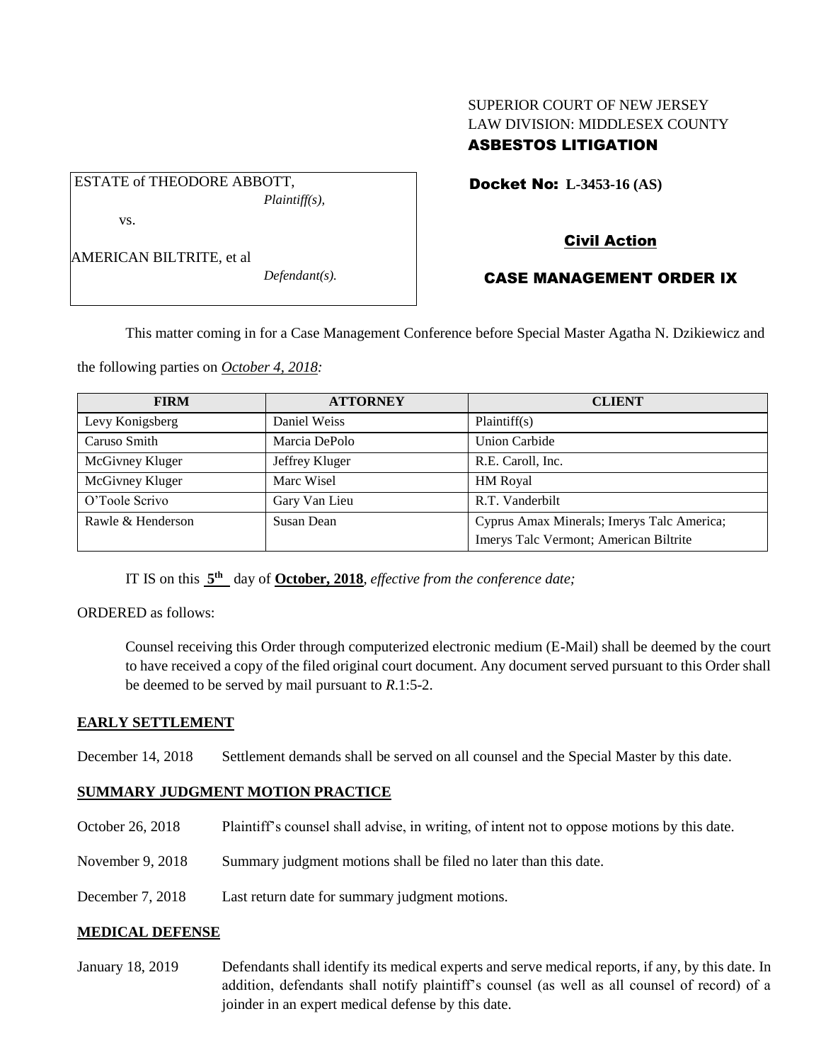SUPERIOR COURT OF NEW JERSEY
LAW DIVISION: MIDDLESEX COUNTY
**ASBESTOS LITIGATION**

ESTATE of THEODORE ABBOTT,
*Plaintiff(s),*

vs.

AMERICAN BILTRITE, et al
*Defendant(s).*

**Docket No: L-3453-16 (AS)**

**Civil Action**

**CASE MANAGEMENT ORDER IX**

This matter coming in for a Case Management Conference before Special Master Agatha N. Dzikiewicz and the following parties on ***October 4, 2018:***

| FIRM | ATTORNEY | CLIENT |
|---|---|---|
| Levy Konigsberg | Daniel Weiss | Plaintiff(s) |
| Caruso Smith | Marcia DePolo | Union Carbide |
| McGivney Kluger | Jeffrey Kluger | R.E. Caroll, Inc. |
| McGivney Kluger | Marc Wisel | HM Royal |
| O'Toole Scrivo | Gary Van Lieu | R.T. Vanderbilt |
| Rawle & Henderson | Susan Dean | Cyprus Amax Minerals; Imerys Talc America; Imerys Talc Vermont; American Biltrite |

IT IS on this **5th** day of **October, 2018**, *effective from the conference date;*

ORDERED as follows:

Counsel receiving this Order through computerized electronic medium (E-Mail) shall be deemed by the court to have received a copy of the filed original court document. Any document served pursuant to this Order shall be deemed to be served by mail pursuant to *R*.1:5-2.

**EARLY SETTLEMENT**

December 14, 2018 Settlement demands shall be served on all counsel and the Special Master by this date.

**SUMMARY JUDGMENT MOTION PRACTICE**

October 26, 2018 Plaintiff's counsel shall advise, in writing, of intent not to oppose motions by this date.

November 9, 2018 Summary judgment motions shall be filed no later than this date.

December 7, 2018 Last return date for summary judgment motions.

**MEDICAL DEFENSE**

January 18, 2019 Defendants shall identify its medical experts and serve medical reports, if any, by this date. In addition, defendants shall notify plaintiff's counsel (as well as all counsel of record) of a joinder in an expert medical defense by this date.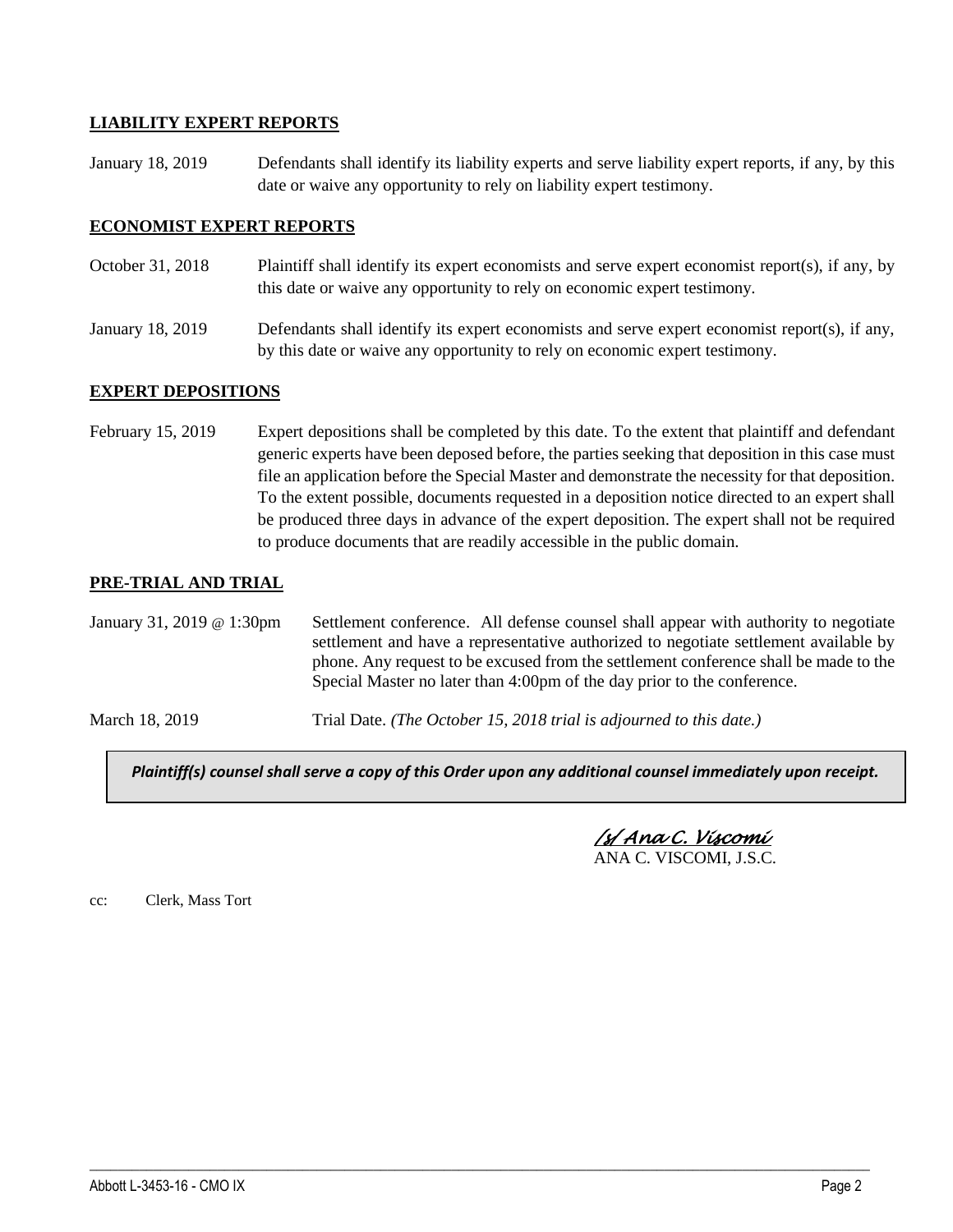**LIABILITY EXPERT REPORTS**

| | |
|---|---|
| January 18, 2019 | Defendants shall identify its liability experts and serve liability expert reports, if any, by this date or waive any opportunity to rely on liability expert testimony. |

**ECONOMIST EXPERT REPORTS**

| | |
|---|---|
| October 31, 2018 | Plaintiff shall identify its expert economists and serve expert economist report(s), if any, by this date or waive any opportunity to rely on economic expert testimony. |
| January 18, 2019 | Defendants shall identify its expert economists and serve expert economist report(s), if any, by this date or waive any opportunity to rely on economic expert testimony. |

**EXPERT DEPOSITIONS**

| | |
|---|---|
| February 15, 2019 | Expert depositions shall be completed by this date. To the extent that plaintiff and defendant generic experts have been deposed before, the parties seeking that deposition in this case must file an application before the Special Master and demonstrate the necessity for that deposition. To the extent possible, documents requested in a deposition notice directed to an expert shall be produced three days in advance of the expert deposition. The expert shall not be required to produce documents that are readily accessible in the public domain. |

**PRE-TRIAL AND TRIAL**

| | |
|---|---|
| January 31, 2019 @ 1:30pm | Settlement conference. All defense counsel shall appear with authority to negotiate settlement and have a representative authorized to negotiate settlement available by phone. Any request to be excused from the settlement conference shall be made to the Special Master no later than 4:00pm of the day prior to the conference. |
| March 18, 2019 | Trial Date. *(The October 15, 2018 trial is adjourned to this date.)* |

***Plaintiff(s) counsel shall serve a copy of this Order upon any additional counsel immediately upon receipt.***

*/s/ Ana C. Viscomi*
ANA C. VISCOMI, J.S.C.

cc: Clerk, Mass Tort